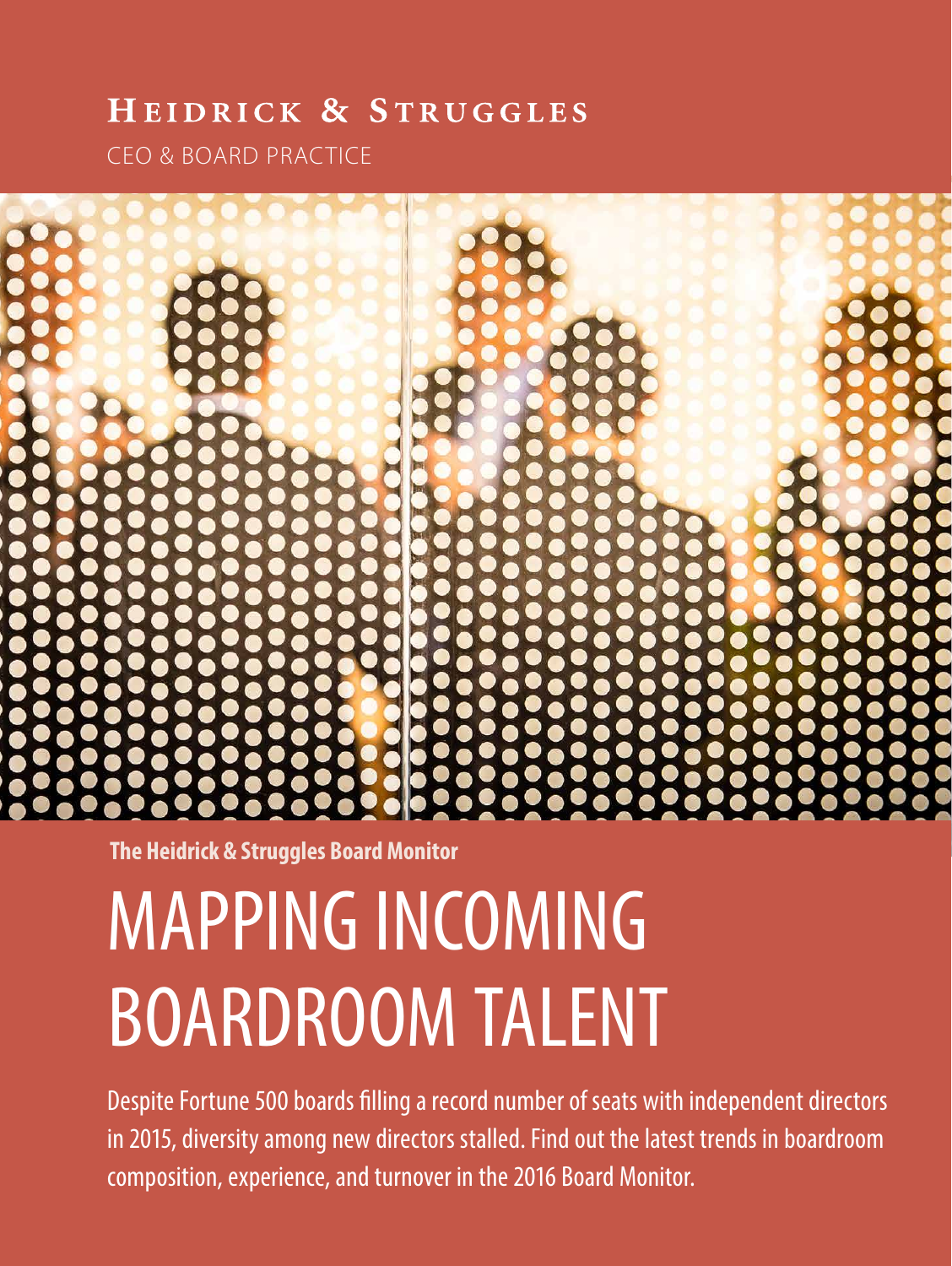**Heidrick & Struggles**

CEO & BOARD PRACTICE

**The Heidrick & Struggles Board Monitor**

# MAPPING INCOMING BOARDROOM TALENT

Despite Fortune 500 boards filling a record number of seats with independent directors in 2015, diversity among new directors stalled. Find out the latest trends in boardroom composition, experience, and turnover in the 2016 Board Monitor.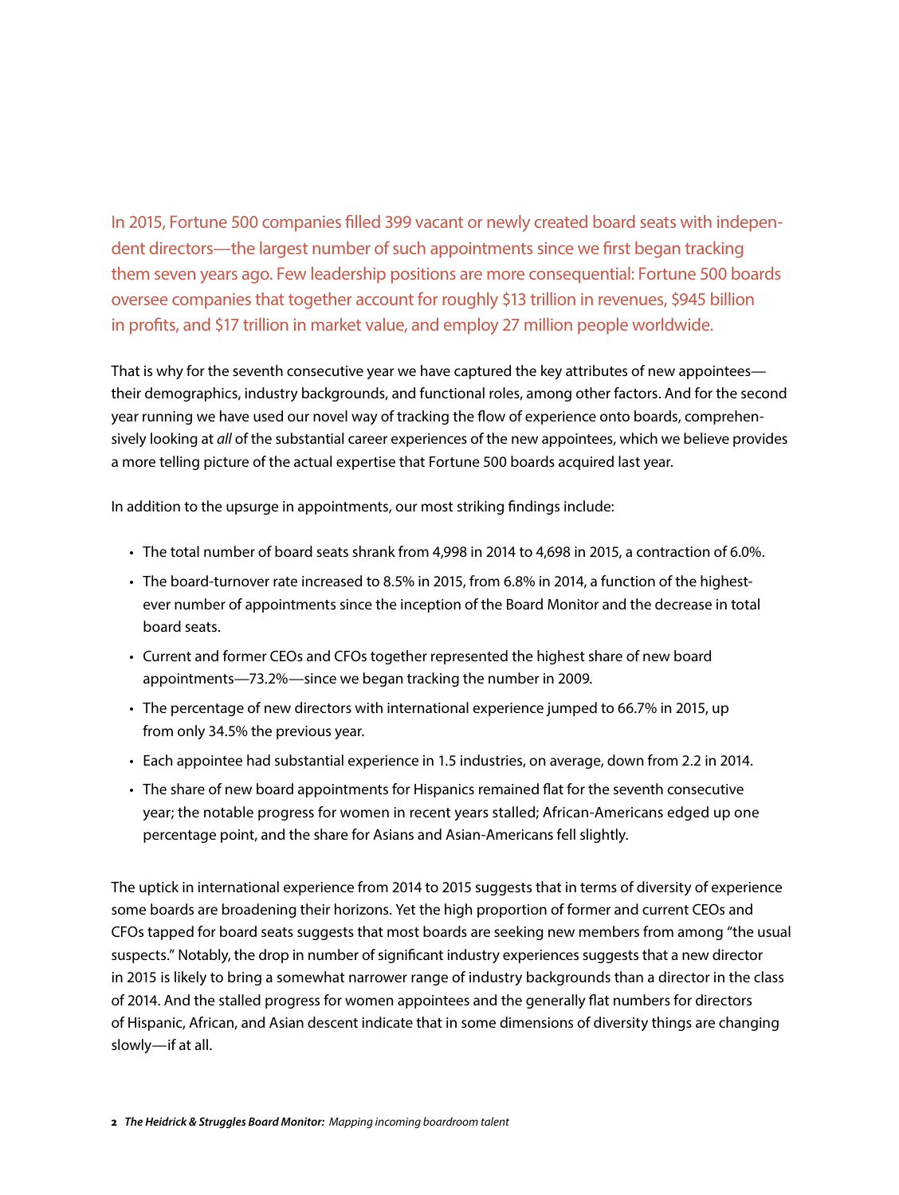In 2015, Fortune 500 companies filled 399 vacant or newly created board seats with independent directors—the largest number of such appointments since we first began tracking them seven years ago. Few leadership positions are more consequential: Fortune 500 boards oversee companies that together account for roughly $13 trillion in revenues, $945 billion in profits, and $17 trillion in market value, and employ 27 million people worldwide.

That is why for the seventh consecutive year we have captured the key attributes of new appointees—their demographics, industry backgrounds, and functional roles, among other factors. And for the second year running we have used our novel way of tracking the flow of experience onto boards, comprehensively looking at *all* of the substantial career experiences of the new appointees, which we believe provides a more telling picture of the actual expertise that Fortune 500 boards acquired last year.

In addition to the upsurge in appointments, our most striking findings include:

- The total number of board seats shrank from 4,998 in 2014 to 4,698 in 2015, a contraction of 6.0%.
- The board-turnover rate increased to 8.5% in 2015, from 6.8% in 2014, a function of the highest-ever number of appointments since the inception of the Board Monitor and the decrease in total board seats.
- Current and former CEOs and CFOs together represented the highest share of new board appointments—73.2%—since we began tracking the number in 2009.
- The percentage of new directors with international experience jumped to 66.7% in 2015, up from only 34.5% the previous year.
- Each appointee had substantial experience in 1.5 industries, on average, down from 2.2 in 2014.
- The share of new board appointments for Hispanics remained flat for the seventh consecutive year; the notable progress for women in recent years stalled; African-Americans edged up one percentage point, and the share for Asians and Asian-Americans fell slightly.

The uptick in international experience from 2014 to 2015 suggests that in terms of diversity of experience some boards are broadening their horizons. Yet the high proportion of former and current CEOs and CFOs tapped for board seats suggests that most boards are seeking new members from among "the usual suspects." Notably, the drop in number of significant industry experiences suggests that a new director in 2015 is likely to bring a somewhat narrower range of industry backgrounds than a director in the class of 2014. And the stalled progress for women appointees and the generally flat numbers for directors of Hispanic, African, and Asian descent indicate that in some dimensions of diversity things are changing slowly—if at all.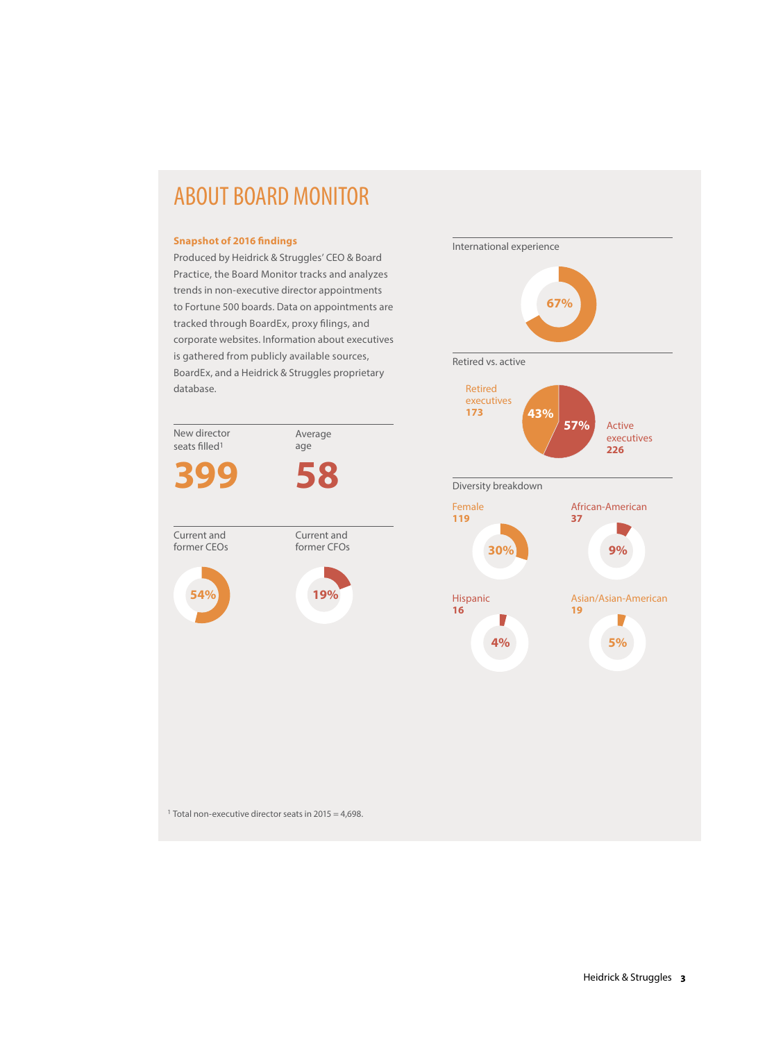# ABOUT BOARD MONITOR

**Snapshot of 2016 findings**

Produced by Heidrick & Struggles' CEO & Board Practice, the Board Monitor tracks and analyzes trends in non-executive director appointments to Fortune 500 boards. Data on appointments are tracked through BoardEx, proxy filings, and corporate websites. Information about executives is gathered from publicly available sources, BoardEx, and a Heidrick & Struggles proprietary database.

New director seats filled[1]

**399**

Average age

**58**

Current and former CEOs

**54%**

Current and former CFOs

**19%**

International experience

**67%**

Retired vs. active

Retired executives **173** — **43%**

Active executives **226** — **57%**

Diversity breakdown

Female **119** — **30%**

African-American **37** — **9%**

Hispanic **16** — **4%**

Asian/Asian-American **19** — **5%**

[1] Total non-executive director seats in 2015 = 4,698.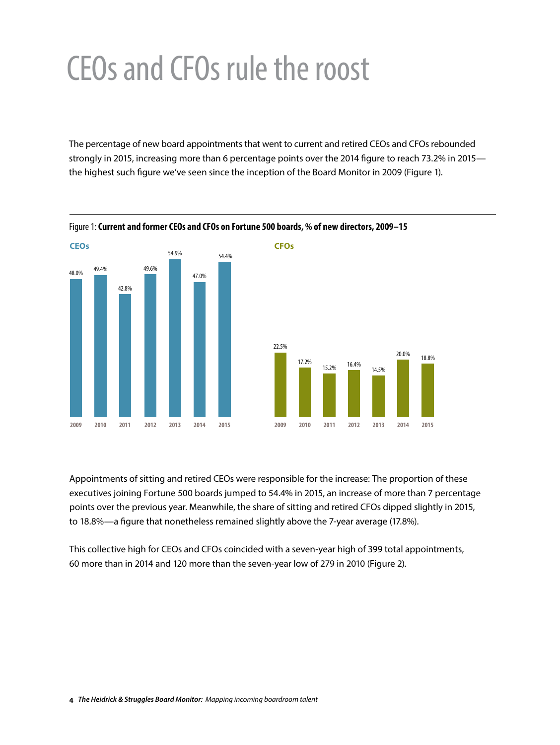# CEOs and CFOs rule the roost

The percentage of new board appointments that went to current and retired CEOs and CFOs rebounded strongly in 2015, increasing more than 6 percentage points over the 2014 figure to reach 73.2% in 2015—the highest such figure we've seen since the inception of the Board Monitor in 2009 (Figure 1).

Figure 1: **Current and former CEOs and CFOs on Fortune 500 boards, % of new directors, 2009–15**

| | 2009 | 2010 | 2011 | 2012 | 2013 | 2014 | 2015 |
|---|---|---|---|---|---|---|---|
| CEOs | 48.0% | 49.4% | 42.8% | 49.6% | 54.9% | 47.0% | 54.4% |
| CFOs | 22.5% | 17.2% | 15.2% | 16.4% | 14.5% | 20.0% | 18.8% |

Appointments of sitting and retired CEOs were responsible for the increase: The proportion of these executives joining Fortune 500 boards jumped to 54.4% in 2015, an increase of more than 7 percentage points over the previous year. Meanwhile, the share of sitting and retired CFOs dipped slightly in 2015, to 18.8%—a figure that nonetheless remained slightly above the 7-year average (17.8%).

This collective high for CEOs and CFOs coincided with a seven-year high of 399 total appointments, 60 more than in 2014 and 120 more than the seven-year low of 279 in 2010 (Figure 2).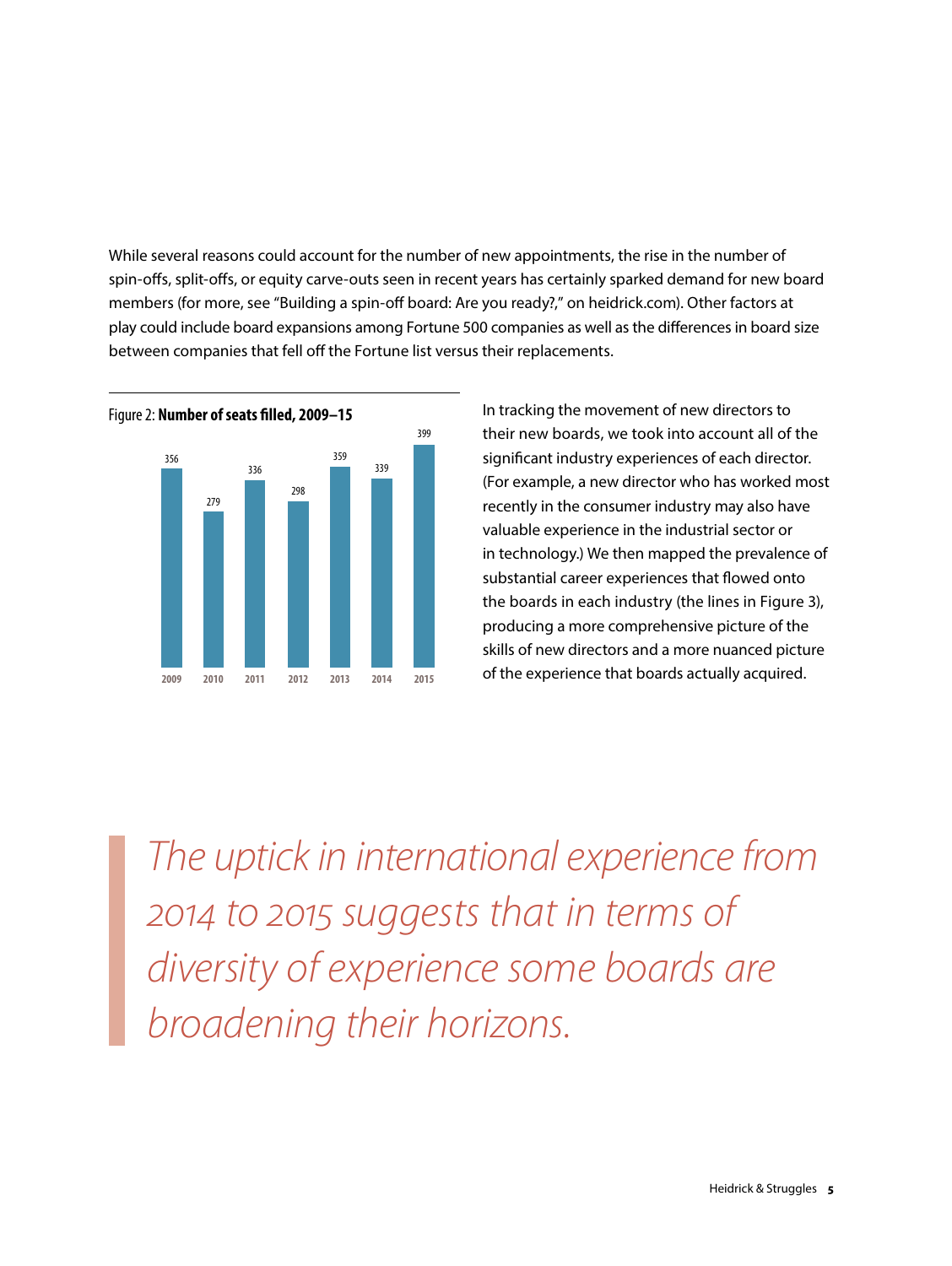While several reasons could account for the number of new appointments, the rise in the number of spin-offs, split-offs, or equity carve-outs seen in recent years has certainly sparked demand for new board members (for more, see "Building a spin-off board: Are you ready?," on heidrick.com). Other factors at play could include board expansions among Fortune 500 companies as well as the differences in board size between companies that fell off the Fortune list versus their replacements.

Figure 2: **Number of seats filled, 2009–15**

| Year | Seats filled |
| --- | --- |
| 2009 | 356 |
| 2010 | 279 |
| 2011 | 336 |
| 2012 | 298 |
| 2013 | 359 |
| 2014 | 339 |
| 2015 | 399 |

In tracking the movement of new directors to their new boards, we took into account all of the significant industry experiences of each director. (For example, a new director who has worked most recently in the consumer industry may also have valuable experience in the industrial sector or in technology.) We then mapped the prevalence of substantial career experiences that flowed onto the boards in each industry (the lines in Figure 3), producing a more comprehensive picture of the skills of new directors and a more nuanced picture of the experience that boards actually acquired.

> *The uptick in international experience from 2014 to 2015 suggests that in terms of diversity of experience some boards are broadening their horizons.*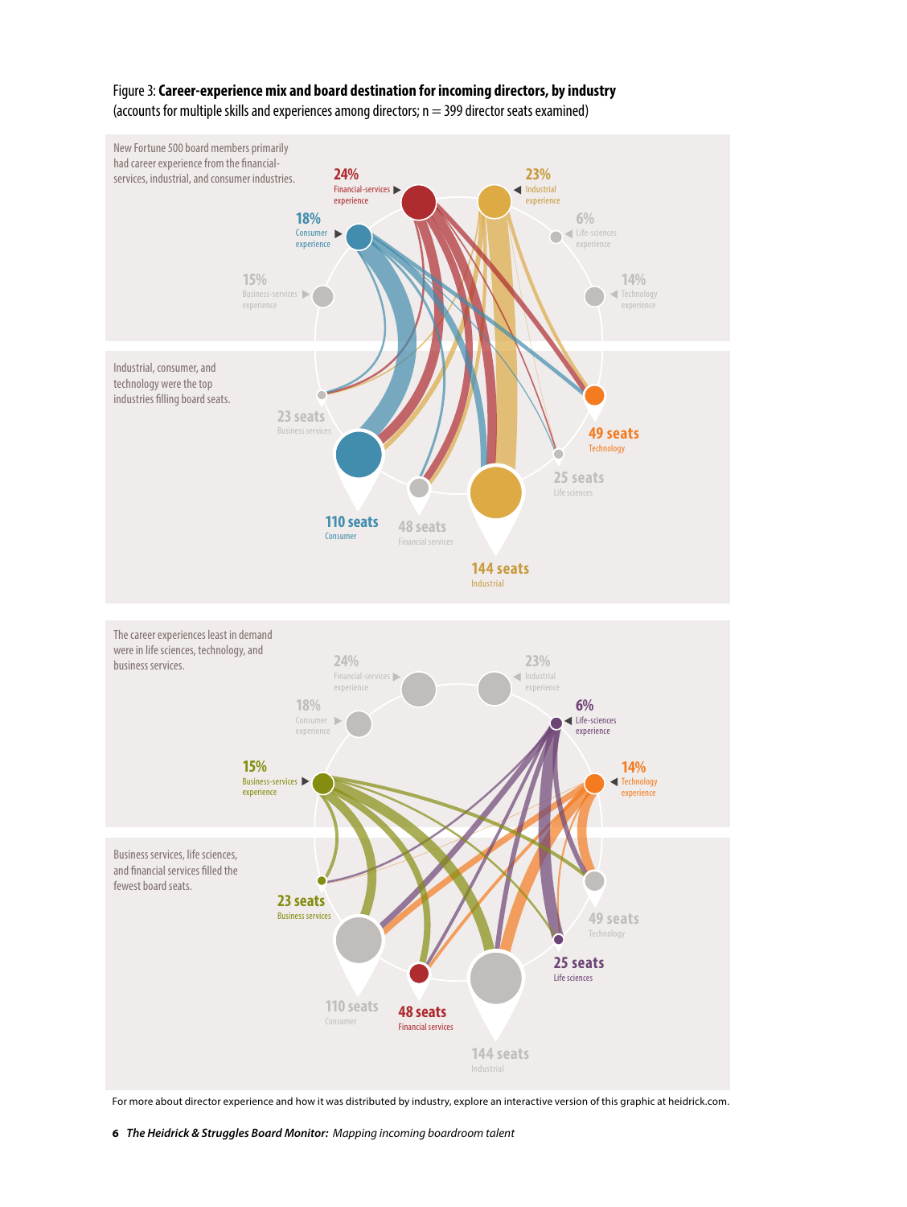Figure 3: **Career-experience mix and board destination for incoming directors, by industry**
(accounts for multiple skills and experiences among directors; n = 399 director seats examined)

New Fortune 500 board members primarily had career experience from the financial-services, industrial, and consumer industries.

24% Financial-services experience

23% Industrial experience

18% Consumer experience

6% Life-sciences experience

15% Business-services experience

14% Technology experience

Industrial, consumer, and technology were the top industries filling board seats.

23 seats Business services

49 seats Technology

25 seats Life sciences

110 seats Consumer

48 seats Financial services

144 seats Industrial

The career experiences least in demand were in life sciences, technology, and business services.

24% Financial-services experience

23% Industrial experience

18% Consumer experience

6% Life-sciences experience

15% Business-services experience

14% Technology experience

Business services, life sciences, and financial services filled the fewest board seats.

23 seats Business services

49 seats Technology

25 seats Life sciences

110 seats Consumer

48 seats Financial services

144 seats Industrial

For more about director experience and how it was distributed by industry, explore an interactive version of this graphic at heidrick.com.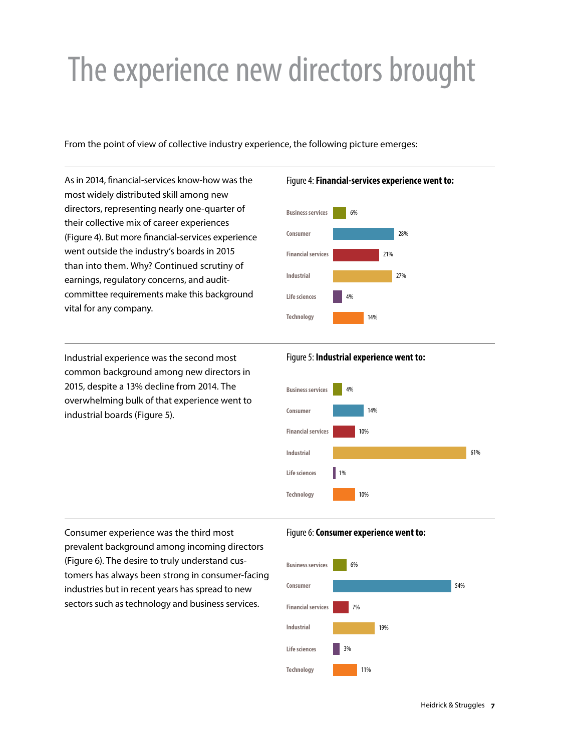# The experience new directors brought

From the point of view of collective industry experience, the following picture emerges:

As in 2014, financial-services know-how was the most widely distributed skill among new directors, representing nearly one-quarter of their collective mix of career experiences (Figure 4). But more financial-services experience went outside the industry's boards in 2015 than into them. Why? Continued scrutiny of earnings, regulatory concerns, and audit-committee requirements make this background vital for any company.

Figure 4: **Financial-services experience went to:**

| Industry | Share |
| --- | --- |
| Business services | 6% |
| Consumer | 28% |
| Financial services | 21% |
| Industrial | 27% |
| Life sciences | 4% |
| Technology | 14% |

Industrial experience was the second most common background among new directors in 2015, despite a 13% decline from 2014. The overwhelming bulk of that experience went to industrial boards (Figure 5).

Figure 5: **Industrial experience went to:**

| Industry | Share |
| --- | --- |
| Business services | 4% |
| Consumer | 14% |
| Financial services | 10% |
| Industrial | 61% |
| Life sciences | 1% |
| Technology | 10% |

Consumer experience was the third most prevalent background among incoming directors (Figure 6). The desire to truly understand customers has always been strong in consumer-facing industries but in recent years has spread to new sectors such as technology and business services.

Figure 6: **Consumer experience went to:**

| Industry | Share |
| --- | --- |
| Business services | 6% |
| Consumer | 54% |
| Financial services | 7% |
| Industrial | 19% |
| Life sciences | 3% |
| Technology | 11% |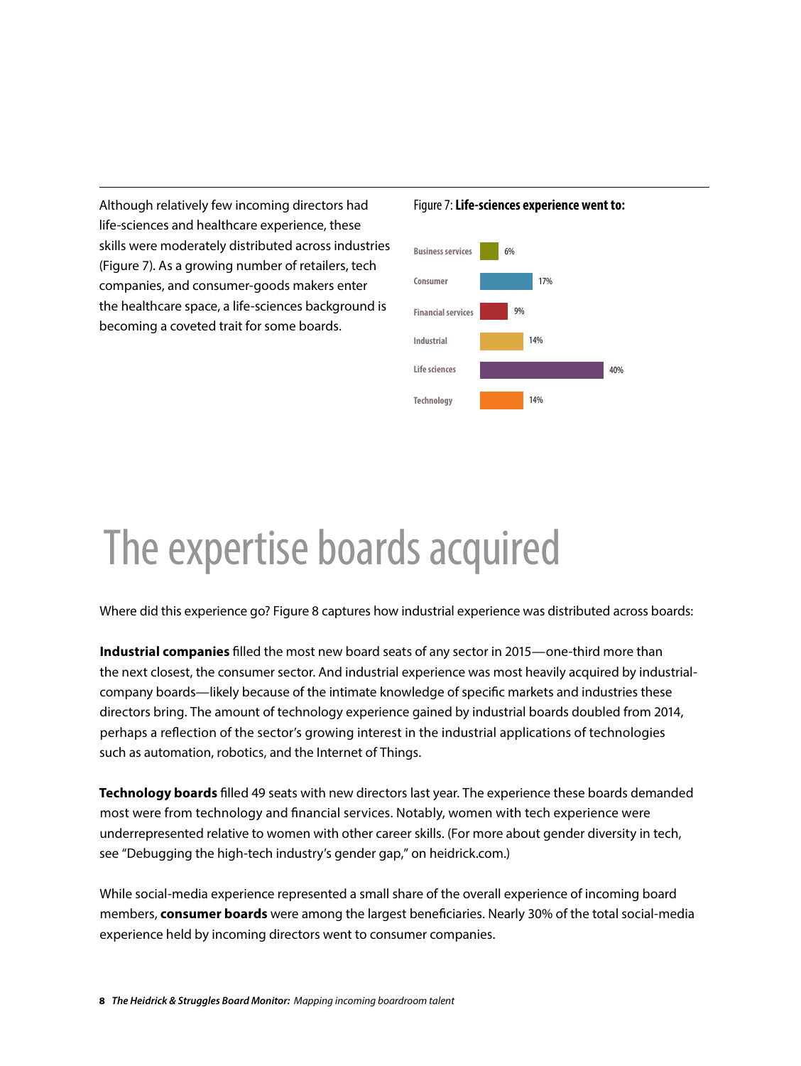Although relatively few incoming directors had life-sciences and healthcare experience, these skills were moderately distributed across industries (Figure 7). As a growing number of retailers, tech companies, and consumer-goods makers enter the healthcare space, a life-sciences background is becoming a coveted trait for some boards.

Figure 7: **Life-sciences experience went to:**

| Sector | Share |
| --- | --- |
| Business services | 6% |
| Consumer | 17% |
| Financial services | 9% |
| Industrial | 14% |
| Life sciences | 40% |
| Technology | 14% |

# The expertise boards acquired

Where did this experience go? Figure 8 captures how industrial experience was distributed across boards:

**Industrial companies** filled the most new board seats of any sector in 2015—one-third more than the next closest, the consumer sector. And industrial experience was most heavily acquired by industrial-company boards—likely because of the intimate knowledge of specific markets and industries these directors bring. The amount of technology experience gained by industrial boards doubled from 2014, perhaps a reflection of the sector's growing interest in the industrial applications of technologies such as automation, robotics, and the Internet of Things.

**Technology boards** filled 49 seats with new directors last year. The experience these boards demanded most were from technology and financial services. Notably, women with tech experience were underrepresented relative to women with other career skills. (For more about gender diversity in tech, see "Debugging the high-tech industry's gender gap," on heidrick.com.)

While social-media experience represented a small share of the overall experience of incoming board members, **consumer boards** were among the largest beneficiaries. Nearly 30% of the total social-media experience held by incoming directors went to consumer companies.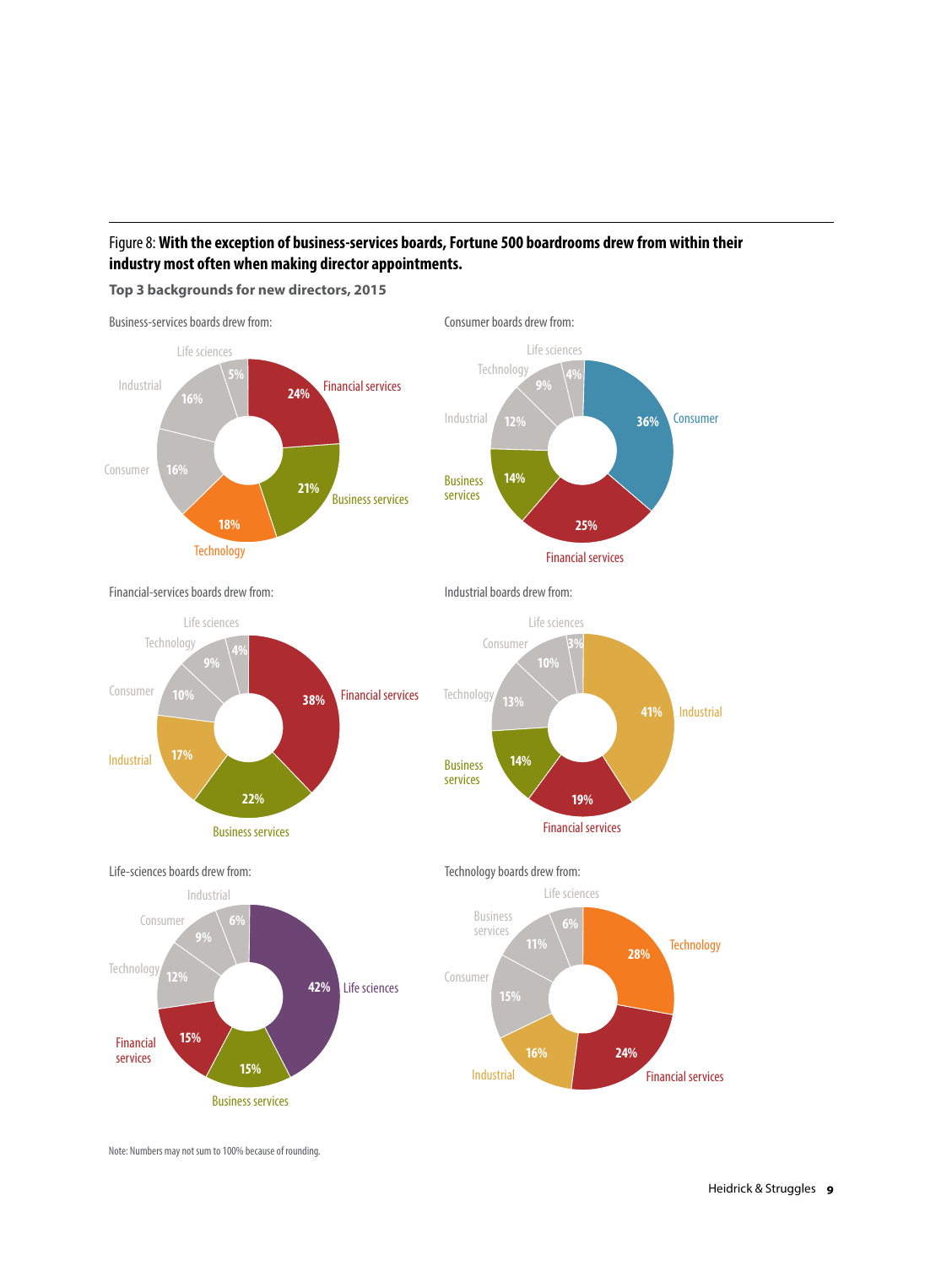Figure 8: **With the exception of business-services boards, Fortune 500 boardrooms drew from within their industry most often when making director appointments.**

**Top 3 backgrounds for new directors, 2015**

Business-services boards drew from:

| Background | Share |
|---|---|
| Financial services | 24% |
| Business services | 21% |
| Technology | 18% |
| Consumer | 16% |
| Industrial | 16% |
| Life sciences | 5% |

Consumer boards drew from:

| Background | Share |
|---|---|
| Consumer | 36% |
| Financial services | 25% |
| Business services | 14% |
| Industrial | 12% |
| Technology | 9% |
| Life sciences | 4% |

Financial-services boards drew from:

| Background | Share |
|---|---|
| Financial services | 38% |
| Business services | 22% |
| Industrial | 17% |
| Consumer | 10% |
| Technology | 9% |
| Life sciences | 4% |

Industrial boards drew from:

| Background | Share |
|---|---|
| Industrial | 41% |
| Financial services | 19% |
| Business services | 14% |
| Technology | 13% |
| Consumer | 10% |
| Life sciences | 3% |

Life-sciences boards drew from:

| Background | Share |
|---|---|
| Life sciences | 42% |
| Business services | 15% |
| Financial services | 15% |
| Technology | 12% |
| Consumer | 9% |
| Industrial | 6% |

Technology boards drew from:

| Background | Share |
|---|---|
| Technology | 28% |
| Financial services | 24% |
| Industrial | 16% |
| Consumer | 15% |
| Business services | 11% |
| Life sciences | 6% |

Note: Numbers may not sum to 100% because of rounding.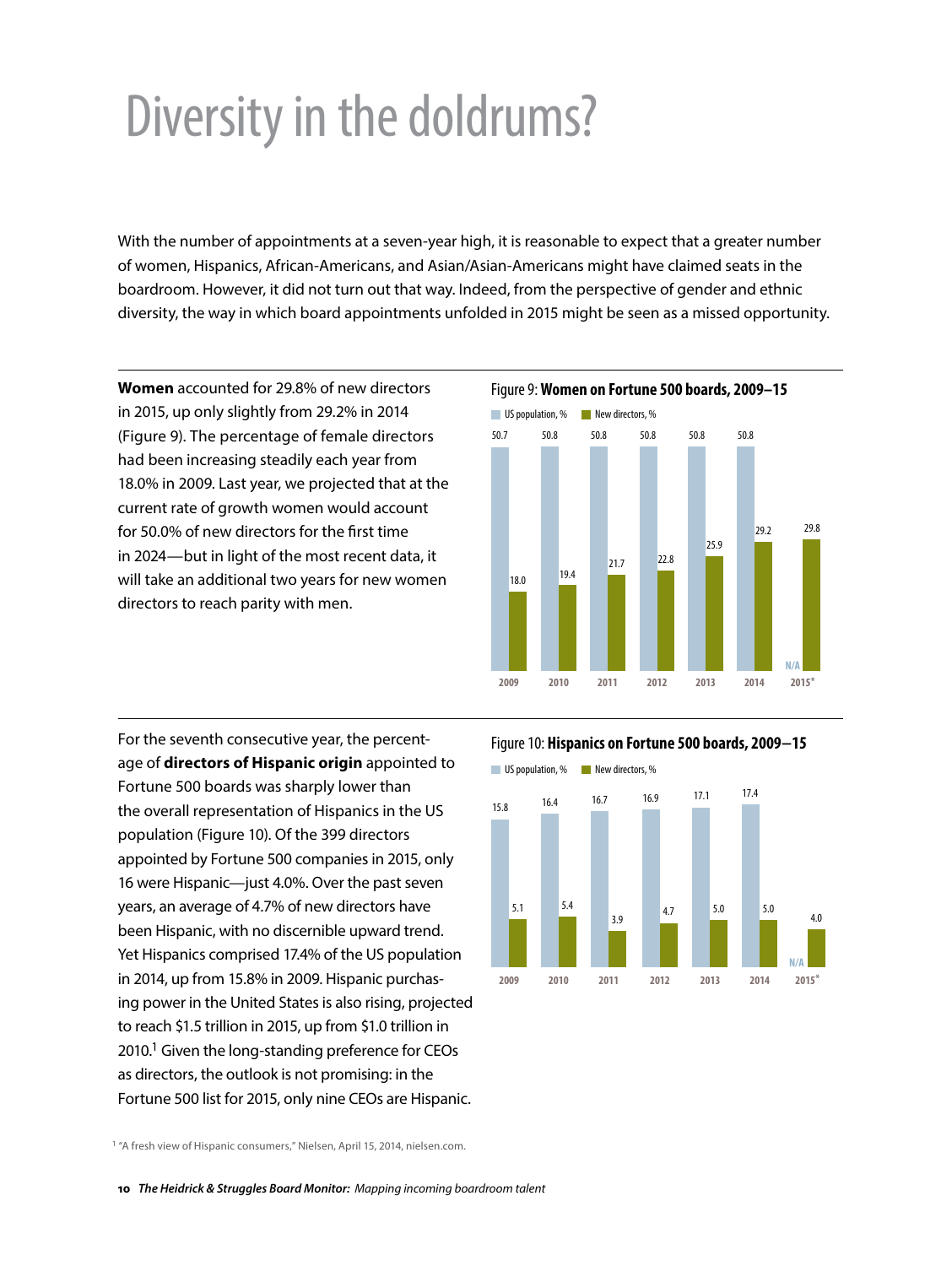# Diversity in the doldrums?

With the number of appointments at a seven-year high, it is reasonable to expect that a greater number of women, Hispanics, African-Americans, and Asian/Asian-Americans might have claimed seats in the boardroom. However, it did not turn out that way. Indeed, from the perspective of gender and ethnic diversity, the way in which board appointments unfolded in 2015 might be seen as a missed opportunity.

**Women** accounted for 29.8% of new directors in 2015, up only slightly from 29.2% in 2014 (Figure 9). The percentage of female directors had been increasing steadily each year from 18.0% in 2009. Last year, we projected that at the current rate of growth women would account for 50.0% of new directors for the first time in 2024—but in light of the most recent data, it will take an additional two years for new women directors to reach parity with men.

Figure 9: **Women on Fortune 500 boards, 2009–15**

| Year | US population, % | New directors, % |
|---|---|---|
| 2009 | 50.7 | 18.0 |
| 2010 | 50.8 | 19.4 |
| 2011 | 50.8 | 21.7 |
| 2012 | 50.8 | 22.8 |
| 2013 | 50.8 | 25.9 |
| 2014 | 50.8 | 29.2 |
| 2015* | N/A | 29.8 |

For the seventh consecutive year, the percentage of **directors of Hispanic origin** appointed to Fortune 500 boards was sharply lower than the overall representation of Hispanics in the US population (Figure 10). Of the 399 directors appointed by Fortune 500 companies in 2015, only 16 were Hispanic—just 4.0%. Over the past seven years, an average of 4.7% of new directors have been Hispanic, with no discernible upward trend. Yet Hispanics comprised 17.4% of the US population in 2014, up from 15.8% in 2009. Hispanic purchasing power in the United States is also rising, projected to reach $1.5 trillion in 2015, up from $1.0 trillion in 2010.[1] Given the long-standing preference for CEOs as directors, the outlook is not promising: in the Fortune 500 list for 2015, only nine CEOs are Hispanic.

Figure 10: **Hispanics on Fortune 500 boards, 2009–15**

| Year | US population, % | New directors, % |
|---|---|---|
| 2009 | 15.8 | 5.1 |
| 2010 | 16.4 | 5.4 |
| 2011 | 16.7 | 3.9 |
| 2012 | 16.9 | 4.7 |
| 2013 | 17.1 | 5.0 |
| 2014 | 17.4 | 5.0 |
| 2015* | N/A | 4.0 |

[1] "A fresh view of Hispanic consumers," Nielsen, April 15, 2014, nielsen.com.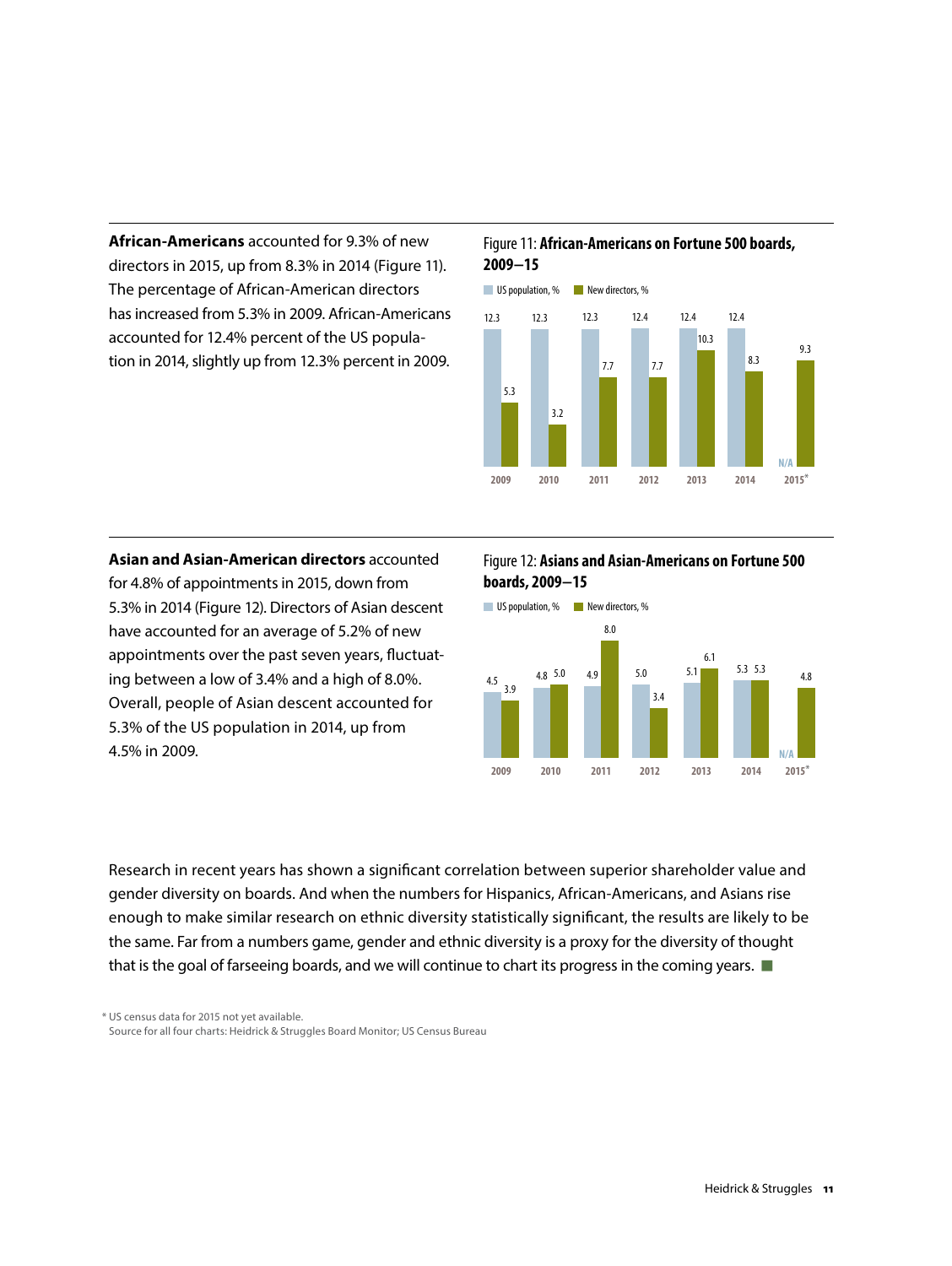**African-Americans** accounted for 9.3% of new directors in 2015, up from 8.3% in 2014 (Figure 11). The percentage of African-American directors has increased from 5.3% in 2009. African-Americans accounted for 12.4% percent of the US population in 2014, slightly up from 12.3% percent in 2009.

Figure 11: **African-Americans on Fortune 500 boards, 2009–15**

| | 2009 | 2010 | 2011 | 2012 | 2013 | 2014 | 2015* |
|---|---|---|---|---|---|---|---|
| US population, % | 12.3 | 12.3 | 12.3 | 12.4 | 12.4 | 12.4 | N/A |
| New directors, % | 5.3 | 3.2 | 7.7 | 7.7 | 10.3 | 8.3 | 9.3 |

**Asian and Asian-American directors** accounted for 4.8% of appointments in 2015, down from 5.3% in 2014 (Figure 12). Directors of Asian descent have accounted for an average of 5.2% of new appointments over the past seven years, fluctuating between a low of 3.4% and a high of 8.0%. Overall, people of Asian descent accounted for 5.3% of the US population in 2014, up from 4.5% in 2009.

Figure 12: **Asians and Asian-Americans on Fortune 500 boards, 2009–15**

| | 2009 | 2010 | 2011 | 2012 | 2013 | 2014 | 2015* |
|---|---|---|---|---|---|---|---|
| US population, % | 4.5 | 4.8 | 4.9 | 5.0 | 5.1 | 5.3 | N/A |
| New directors, % | 3.9 | 5.0 | 8.0 | 3.4 | 6.1 | 5.3 | 4.8 |

Research in recent years has shown a significant correlation between superior shareholder value and gender diversity on boards. And when the numbers for Hispanics, African-Americans, and Asians rise enough to make similar research on ethnic diversity statistically significant, the results are likely to be the same. Far from a numbers game, gender and ethnic diversity is a proxy for the diversity of thought that is the goal of farseeing boards, and we will continue to chart its progress in the coming years. ■

\* US census data for 2015 not yet available.
Source for all four charts: Heidrick & Struggles Board Monitor; US Census Bureau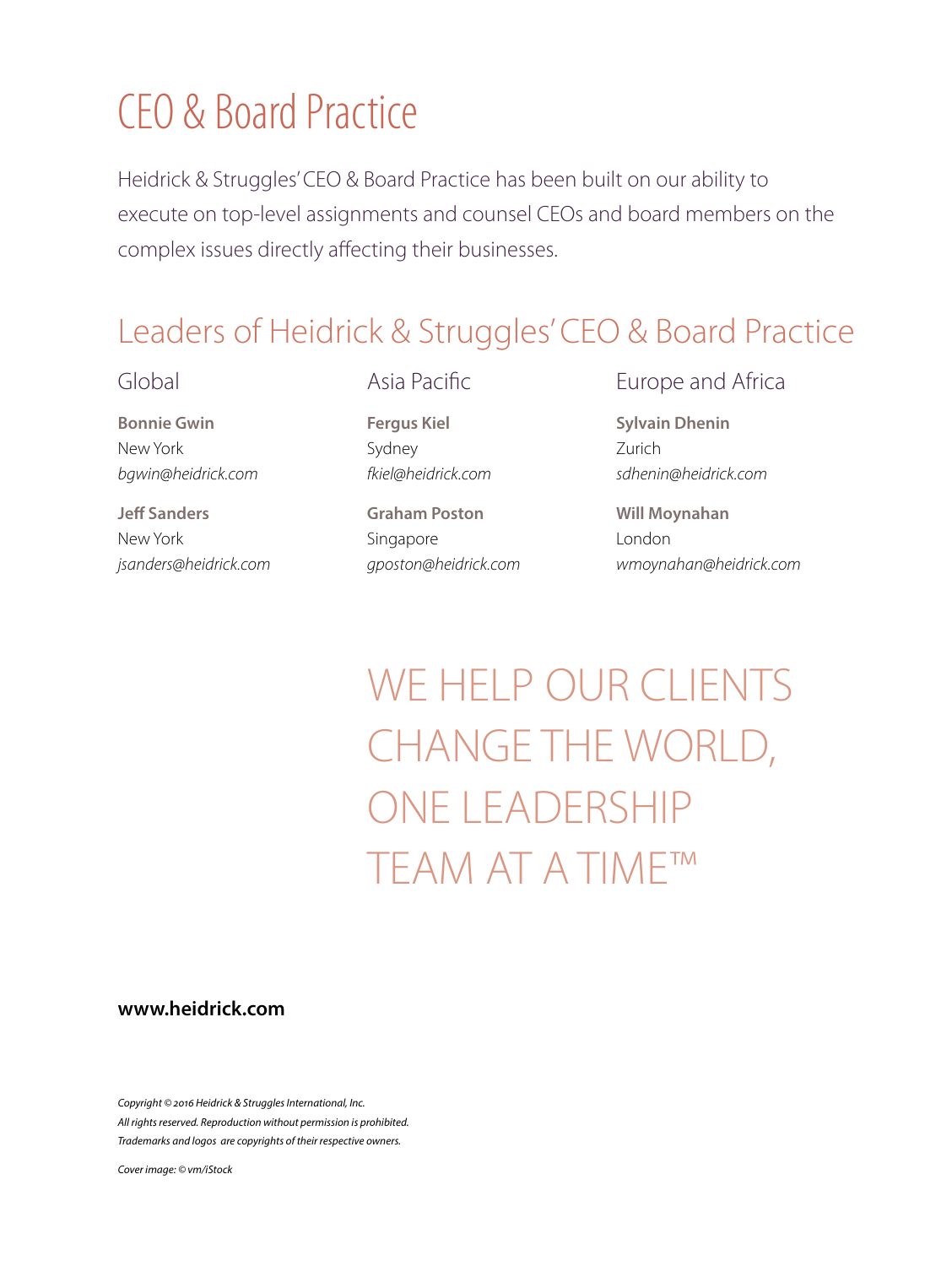# CEO & Board Practice

Heidrick & Struggles' CEO & Board Practice has been built on our ability to execute on top-level assignments and counsel CEOs and board members on the complex issues directly affecting their businesses.

## Leaders of Heidrick & Struggles' CEO & Board Practice

### Global

**Bonnie Gwin**
New York
*bgwin@heidrick.com*

**Jeff Sanders**
New York
*jsanders@heidrick.com*

### Asia Pacific

**Fergus Kiel**
Sydney
*fkiel@heidrick.com*

**Graham Poston**
Singapore
*gposton@heidrick.com*

### Europe and Africa

**Sylvain Dhenin**
Zurich
*sdhenin@heidrick.com*

**Will Moynahan**
London
*wmoynahan@heidrick.com*

WE HELP OUR CLIENTS CHANGE THE WORLD, ONE LEADERSHIP TEAM AT A TIME™

**www.heidrick.com**

*Copyright © 2016 Heidrick & Struggles International, Inc.*
*All rights reserved. Reproduction without permission is prohibited.*
*Trademarks and logos are copyrights of their respective owners.*

*Cover image: © vm/iStock*